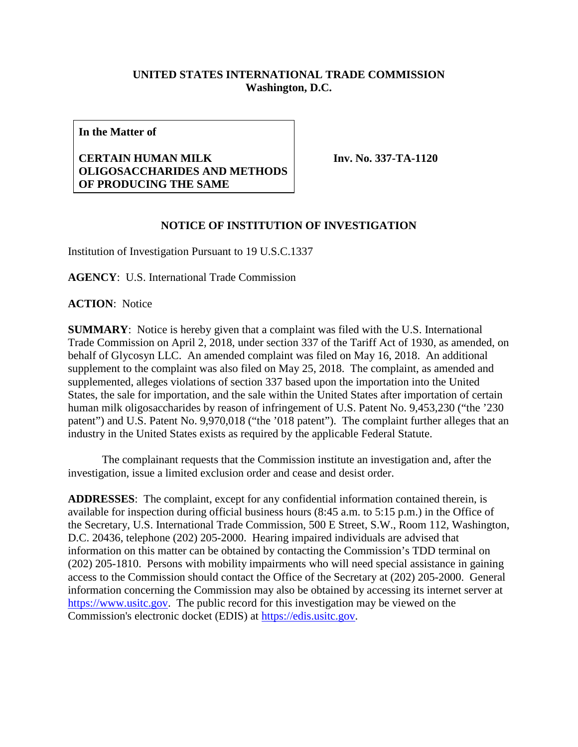**UNITED STATES INTERNATIONAL TRADE COMMISSION**
**Washington, D.C.**

| **In the Matter of**<br><br>**CERTAIN HUMAN MILK OLIGOSACCHARIDES AND METHODS OF PRODUCING THE SAME** | **Inv. No. 337-TA-1120** |
|---|---|

**NOTICE OF INSTITUTION OF INVESTIGATION**

Institution of Investigation Pursuant to 19 U.S.C.1337

**AGENCY**: U.S. International Trade Commission

**ACTION**: Notice

**SUMMARY**: Notice is hereby given that a complaint was filed with the U.S. International Trade Commission on April 2, 2018, under section 337 of the Tariff Act of 1930, as amended, on behalf of Glycosyn LLC. An amended complaint was filed on May 16, 2018. An additional supplement to the complaint was also filed on May 25, 2018. The complaint, as amended and supplemented, alleges violations of section 337 based upon the importation into the United States, the sale for importation, and the sale within the United States after importation of certain human milk oligosaccharides by reason of infringement of U.S. Patent No. 9,453,230 ("the '230 patent") and U.S. Patent No. 9,970,018 ("the '018 patent"). The complaint further alleges that an industry in the United States exists as required by the applicable Federal Statute.

The complainant requests that the Commission institute an investigation and, after the investigation, issue a limited exclusion order and cease and desist order.

**ADDRESSES**: The complaint, except for any confidential information contained therein, is available for inspection during official business hours (8:45 a.m. to 5:15 p.m.) in the Office of the Secretary, U.S. International Trade Commission, 500 E Street, S.W., Room 112, Washington, D.C. 20436, telephone (202) 205-2000. Hearing impaired individuals are advised that information on this matter can be obtained by contacting the Commission's TDD terminal on (202) 205-1810. Persons with mobility impairments who will need special assistance in gaining access to the Commission should contact the Office of the Secretary at (202) 205-2000. General information concerning the Commission may also be obtained by accessing its internet server at https://www.usitc.gov. The public record for this investigation may be viewed on the Commission's electronic docket (EDIS) at https://edis.usitc.gov.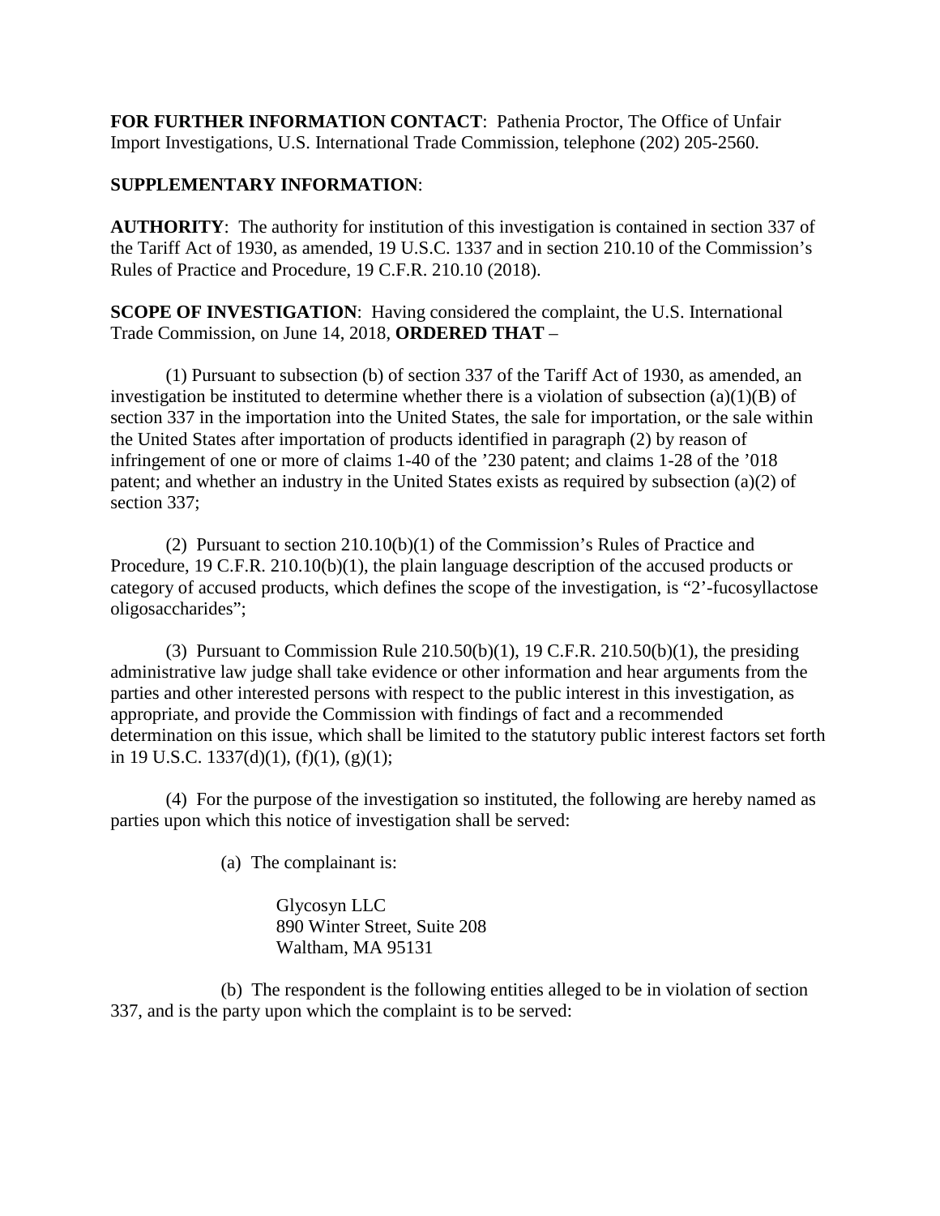**FOR FURTHER INFORMATION CONTACT**: Pathenia Proctor, The Office of Unfair Import Investigations, U.S. International Trade Commission, telephone (202) 205-2560.

**SUPPLEMENTARY INFORMATION**:

**AUTHORITY**: The authority for institution of this investigation is contained in section 337 of the Tariff Act of 1930, as amended, 19 U.S.C. 1337 and in section 210.10 of the Commission's Rules of Practice and Procedure, 19 C.F.R. 210.10 (2018).

**SCOPE OF INVESTIGATION**: Having considered the complaint, the U.S. International Trade Commission, on June 14, 2018, **ORDERED THAT** –

(1) Pursuant to subsection (b) of section 337 of the Tariff Act of 1930, as amended, an investigation be instituted to determine whether there is a violation of subsection (a)(1)(B) of section 337 in the importation into the United States, the sale for importation, or the sale within the United States after importation of products identified in paragraph (2) by reason of infringement of one or more of claims 1-40 of the '230 patent; and claims 1-28 of the '018 patent; and whether an industry in the United States exists as required by subsection (a)(2) of section 337;

(2) Pursuant to section 210.10(b)(1) of the Commission's Rules of Practice and Procedure, 19 C.F.R. 210.10(b)(1), the plain language description of the accused products or category of accused products, which defines the scope of the investigation, is "2'-fucosyllactose oligosaccharides";

(3) Pursuant to Commission Rule 210.50(b)(1), 19 C.F.R. 210.50(b)(1), the presiding administrative law judge shall take evidence or other information and hear arguments from the parties and other interested persons with respect to the public interest in this investigation, as appropriate, and provide the Commission with findings of fact and a recommended determination on this issue, which shall be limited to the statutory public interest factors set forth in 19 U.S.C. 1337(d)(1), (f)(1), (g)(1);

(4) For the purpose of the investigation so instituted, the following are hereby named as parties upon which this notice of investigation shall be served:

(a) The complainant is:

Glycosyn LLC
890 Winter Street, Suite 208
Waltham, MA 95131

(b) The respondent is the following entities alleged to be in violation of section 337, and is the party upon which the complaint is to be served: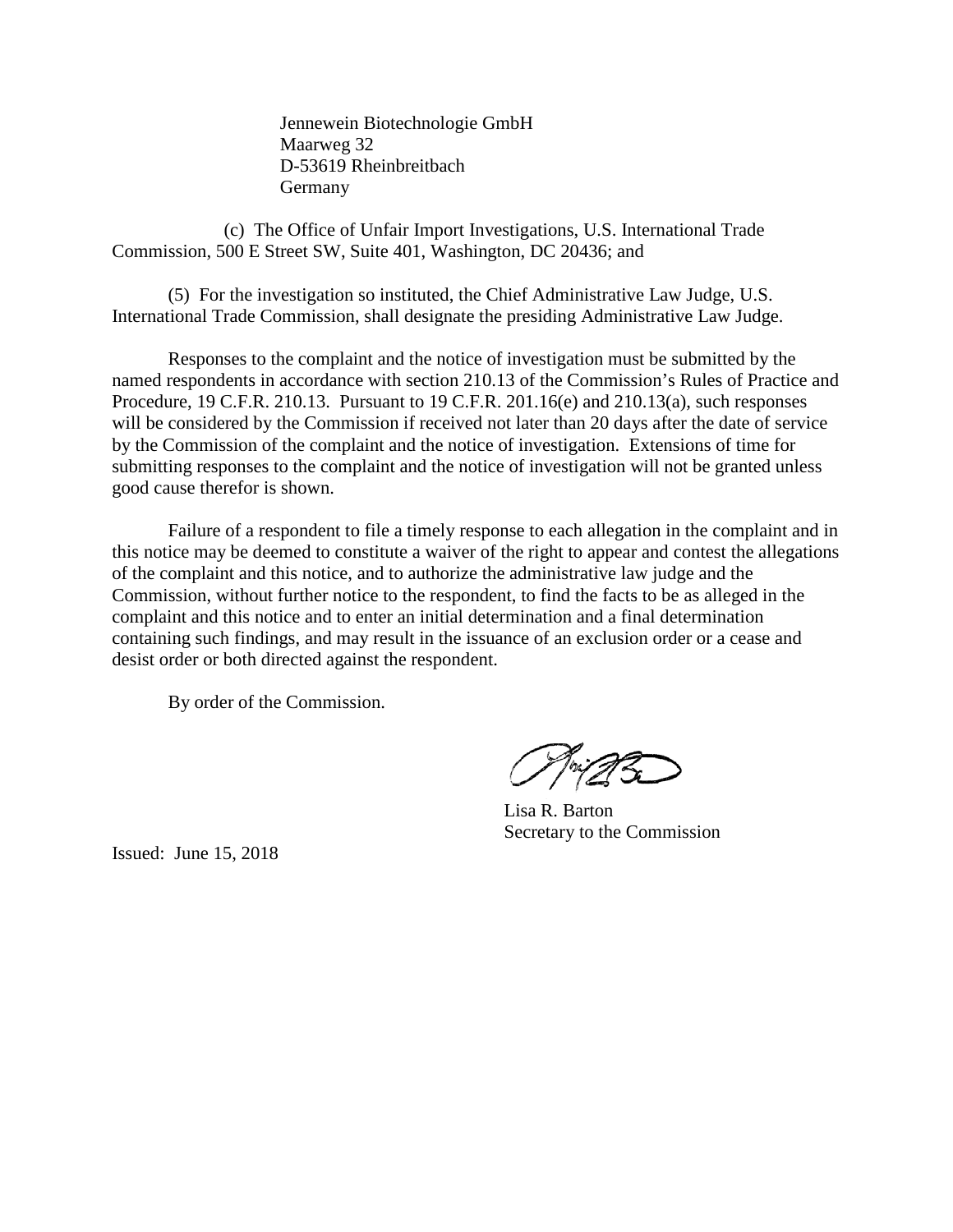Jennewein Biotechnologie GmbH
Maarweg 32
D-53619 Rheinbreitbach
Germany

(c) The Office of Unfair Import Investigations, U.S. International Trade Commission, 500 E Street SW, Suite 401, Washington, DC 20436; and

(5) For the investigation so instituted, the Chief Administrative Law Judge, U.S. International Trade Commission, shall designate the presiding Administrative Law Judge.

Responses to the complaint and the notice of investigation must be submitted by the named respondents in accordance with section 210.13 of the Commission's Rules of Practice and Procedure, 19 C.F.R. 210.13. Pursuant to 19 C.F.R. 201.16(e) and 210.13(a), such responses will be considered by the Commission if received not later than 20 days after the date of service by the Commission of the complaint and the notice of investigation. Extensions of time for submitting responses to the complaint and the notice of investigation will not be granted unless good cause therefor is shown.

Failure of a respondent to file a timely response to each allegation in the complaint and in this notice may be deemed to constitute a waiver of the right to appear and contest the allegations of the complaint and this notice, and to authorize the administrative law judge and the Commission, without further notice to the respondent, to find the facts to be as alleged in the complaint and this notice and to enter an initial determination and a final determination containing such findings, and may result in the issuance of an exclusion order or a cease and desist order or both directed against the respondent.

By order of the Commission.

Lisa R. Barton
Secretary to the Commission

Issued: June 15, 2018